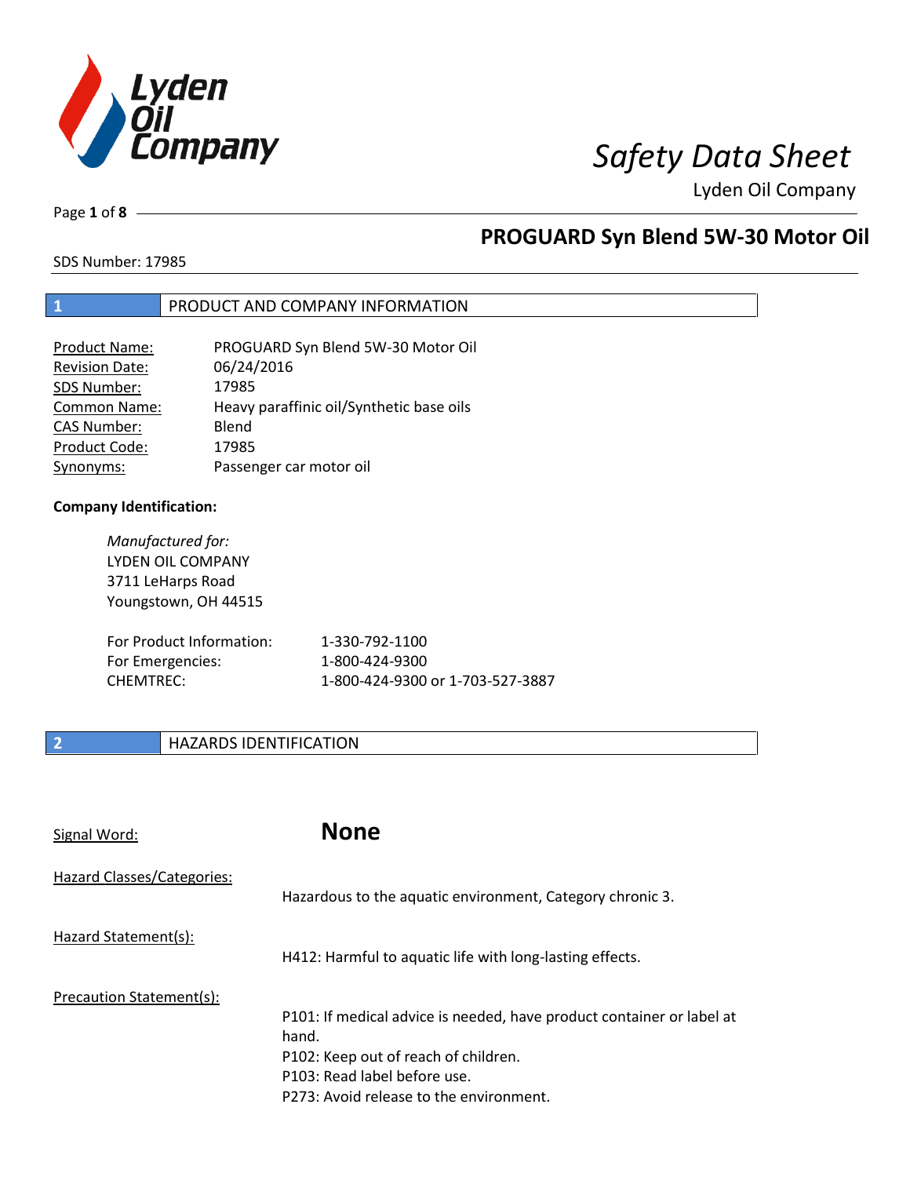# Safety Data Sheet

Lyden Oil Company

## PROGUARD Syn Blend 5W-30 Motor Oil

SDS Number: 17985

## 1 PRODUCT AND COMPANY INFORMATION

| | |
|---|---|
| Product Name: | PROGUARD Syn Blend 5W-30 Motor Oil |
| Revision Date: | 06/24/2016 |
| SDS Number: | 17985 |
| Common Name: | Heavy paraffinic oil/Synthetic base oils |
| CAS Number: | Blend |
| Product Code: | 17985 |
| Synonyms: | Passenger car motor oil |

**Company Identification:**

*Manufactured for:*
LYDEN OIL COMPANY
3711 LeHarps Road
Youngstown, OH 44515

| | |
|---|---|
| For Product Information: | 1-330-792-1100 |
| For Emergencies: | 1-800-424-9300 |
| CHEMTREC: | 1-800-424-9300 or 1-703-527-3887 |

## 2 HAZARDS IDENTIFICATION

Signal Word: **None**

Hazard Classes/Categories:
Hazardous to the aquatic environment, Category chronic 3.

Hazard Statement(s):
H412: Harmful to aquatic life with long-lasting effects.

Precaution Statement(s):
P101: If medical advice is needed, have product container or label at hand.
P102: Keep out of reach of children.
P103: Read label before use.
P273: Avoid release to the environment.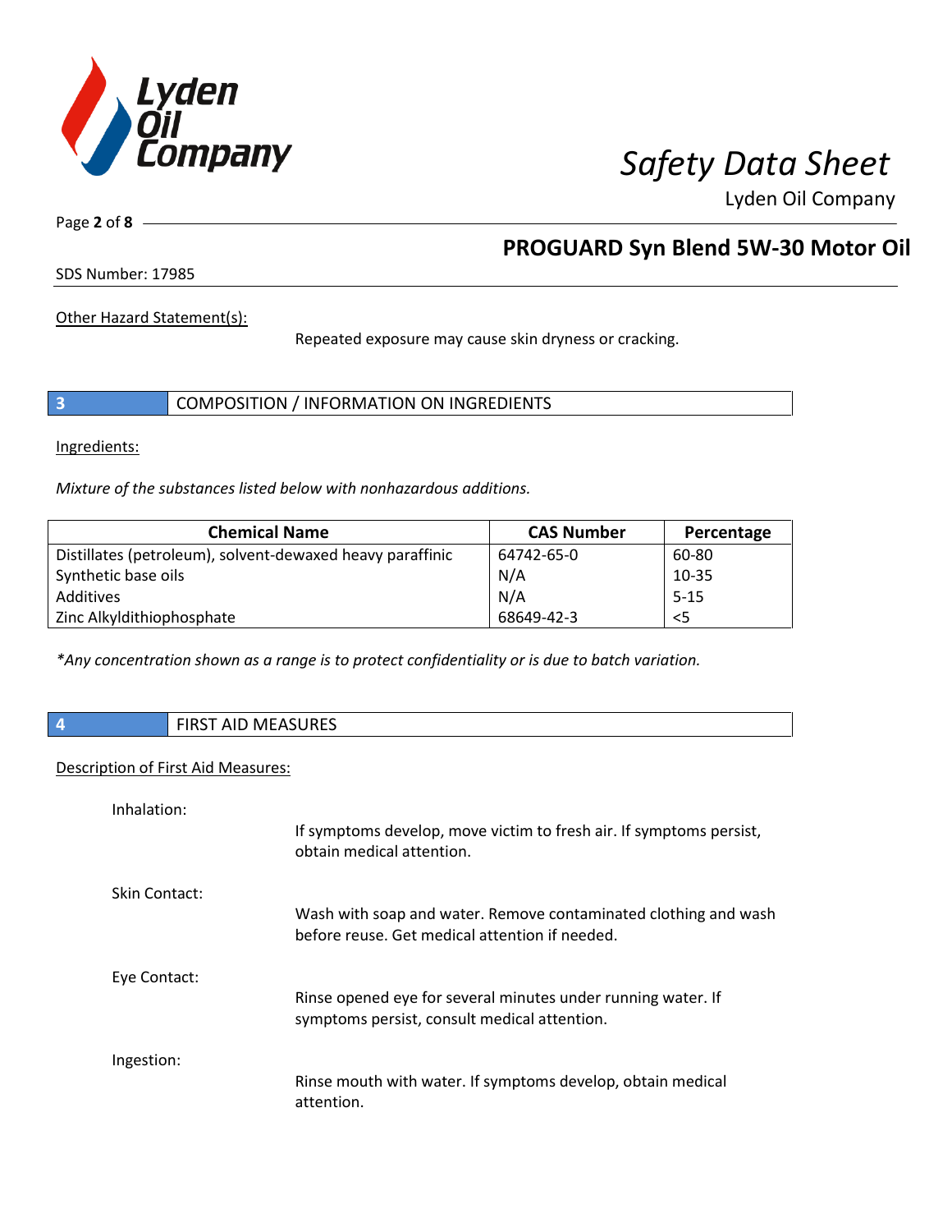Other Hazard Statement(s):

Repeated exposure may cause skin dryness or cracking.

## 3 COMPOSITION / INFORMATION ON INGREDIENTS

Ingredients:

*Mixture of the substances listed below with nonhazardous additions.*

| Chemical Name | CAS Number | Percentage |
|---|---|---|
| Distillates (petroleum), solvent-dewaxed heavy paraffinic | 64742-65-0 | 60-80 |
| Synthetic base oils | N/A | 10-35 |
| Additives | N/A | 5-15 |
| Zinc Alkyldithiophosphate | 68649-42-3 | <5 |

*\*Any concentration shown as a range is to protect confidentiality or is due to batch variation.*

## 4 FIRST AID MEASURES

Description of First Aid Measures:

Inhalation:

If symptoms develop, move victim to fresh air. If symptoms persist, obtain medical attention.

Skin Contact:

Wash with soap and water. Remove contaminated clothing and wash before reuse. Get medical attention if needed.

Eye Contact:

Rinse opened eye for several minutes under running water. If symptoms persist, consult medical attention.

Ingestion:

Rinse mouth with water. If symptoms develop, obtain medical attention.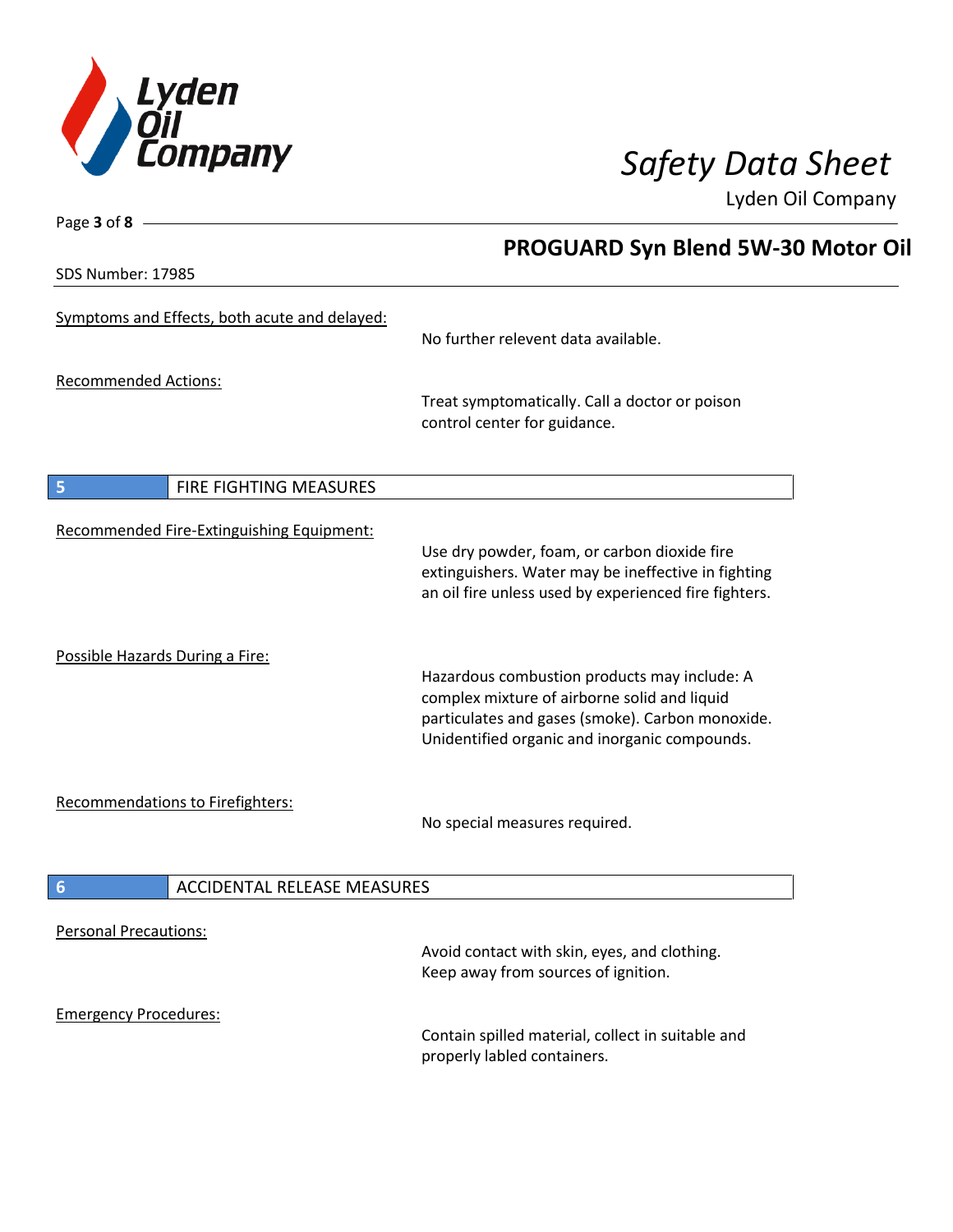**PROGUARD Syn Blend 5W-30 Motor Oil**

SDS Number: 17985

Symptoms and Effects, both acute and delayed:

No further relevent data available.

Recommended Actions:

Treat symptomatically. Call a doctor or poison control center for guidance.

## 5 FIRE FIGHTING MEASURES

Recommended Fire-Extinguishing Equipment:

Use dry powder, foam, or carbon dioxide fire extinguishers. Water may be ineffective in fighting an oil fire unless used by experienced fire fighters.

Possible Hazards During a Fire:

Hazardous combustion products may include: A complex mixture of airborne solid and liquid particulates and gases (smoke). Carbon monoxide. Unidentified organic and inorganic compounds.

Recommendations to Firefighters:

No special measures required.

## 6 ACCIDENTAL RELEASE MEASURES

Personal Precautions:

Avoid contact with skin, eyes, and clothing. Keep away from sources of ignition.

Emergency Procedures:

Contain spilled material, collect in suitable and properly labled containers.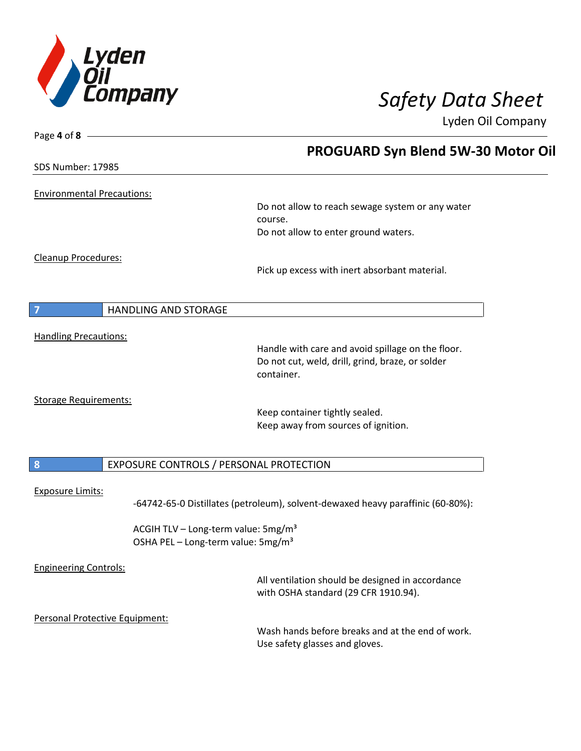## PROGUARD Syn Blend 5W-30 Motor Oil

SDS Number: 17985

Environmental Precautions:

Do not allow to reach sewage system or any water course.
Do not allow to enter ground waters.

Cleanup Procedures:

Pick up excess with inert absorbant material.

## 7 HANDLING AND STORAGE

Handling Precautions:

Handle with care and avoid spillage on the floor.
Do not cut, weld, drill, grind, braze, or solder container.

Storage Requirements:

Keep container tightly sealed.
Keep away from sources of ignition.

## 8 EXPOSURE CONTROLS / PERSONAL PROTECTION

Exposure Limits:

-64742-65-0 Distillates (petroleum), solvent-dewaxed heavy paraffinic (60-80%):

ACGIH TLV – Long-term value: 5mg/m³
OSHA PEL – Long-term value: 5mg/m³

Engineering Controls:

All ventilation should be designed in accordance with OSHA standard (29 CFR 1910.94).

Personal Protective Equipment:

Wash hands before breaks and at the end of work.
Use safety glasses and gloves.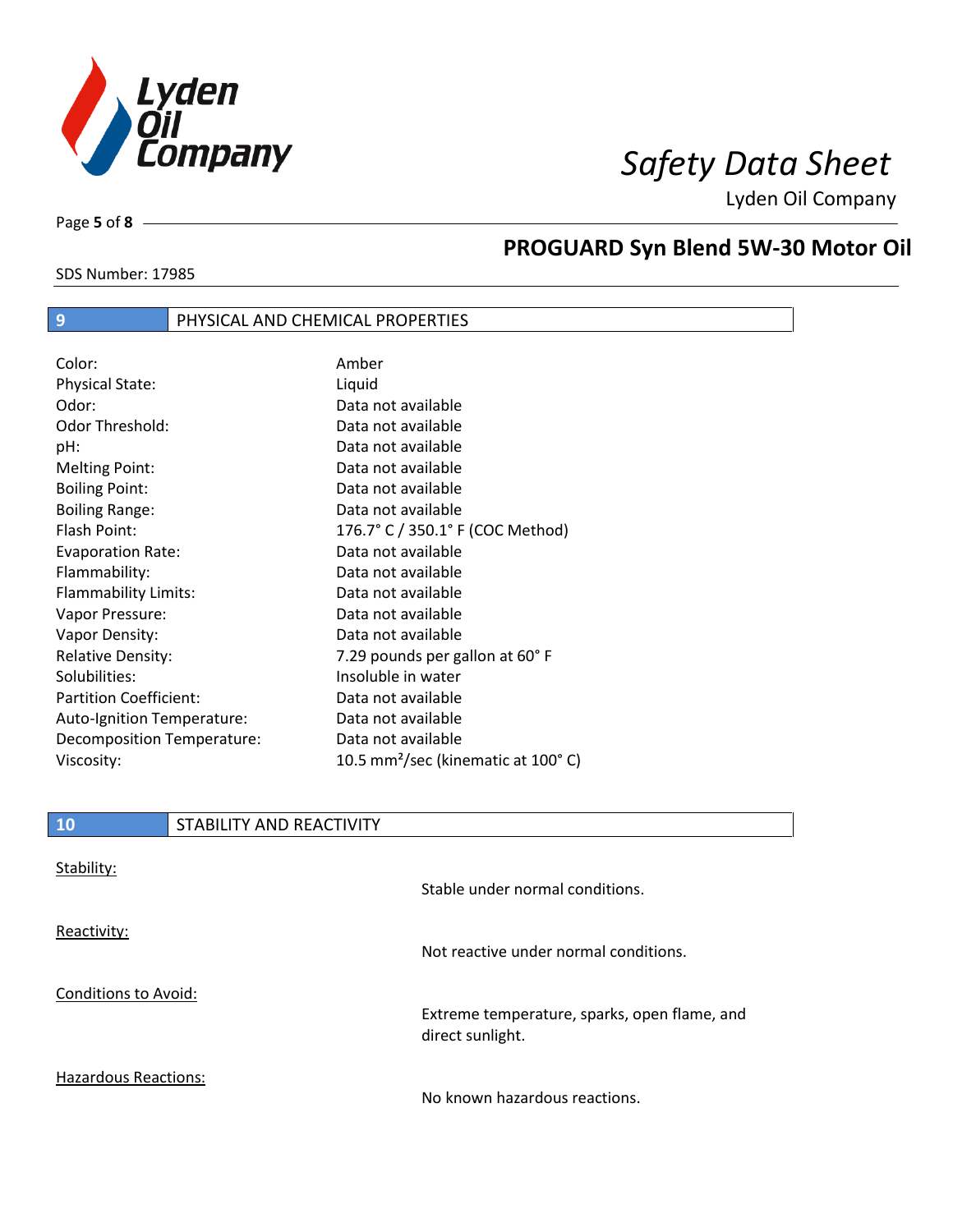## 9 PHYSICAL AND CHEMICAL PROPERTIES

| Property | Value |
|---|---|
| Color: | Amber |
| Physical State: | Liquid |
| Odor: | Data not available |
| Odor Threshold: | Data not available |
| pH: | Data not available |
| Melting Point: | Data not available |
| Boiling Point: | Data not available |
| Boiling Range: | Data not available |
| Flash Point: | 176.7° C / 350.1° F (COC Method) |
| Evaporation Rate: | Data not available |
| Flammability: | Data not available |
| Flammability Limits: | Data not available |
| Vapor Pressure: | Data not available |
| Vapor Density: | Data not available |
| Relative Density: | 7.29 pounds per gallon at 60° F |
| Solubilities: | Insoluble in water |
| Partition Coefficient: | Data not available |
| Auto-Ignition Temperature: | Data not available |
| Decomposition Temperature: | Data not available |
| Viscosity: | 10.5 $mm^2$/sec (kinematic at 100° C) |

## 10 STABILITY AND REACTIVITY

<u>Stability:</u>

Stable under normal conditions.

<u>Reactivity:</u>

Not reactive under normal conditions.

<u>Conditions to Avoid:</u>

Extreme temperature, sparks, open flame, and direct sunlight.

<u>Hazardous Reactions:</u>

No known hazardous reactions.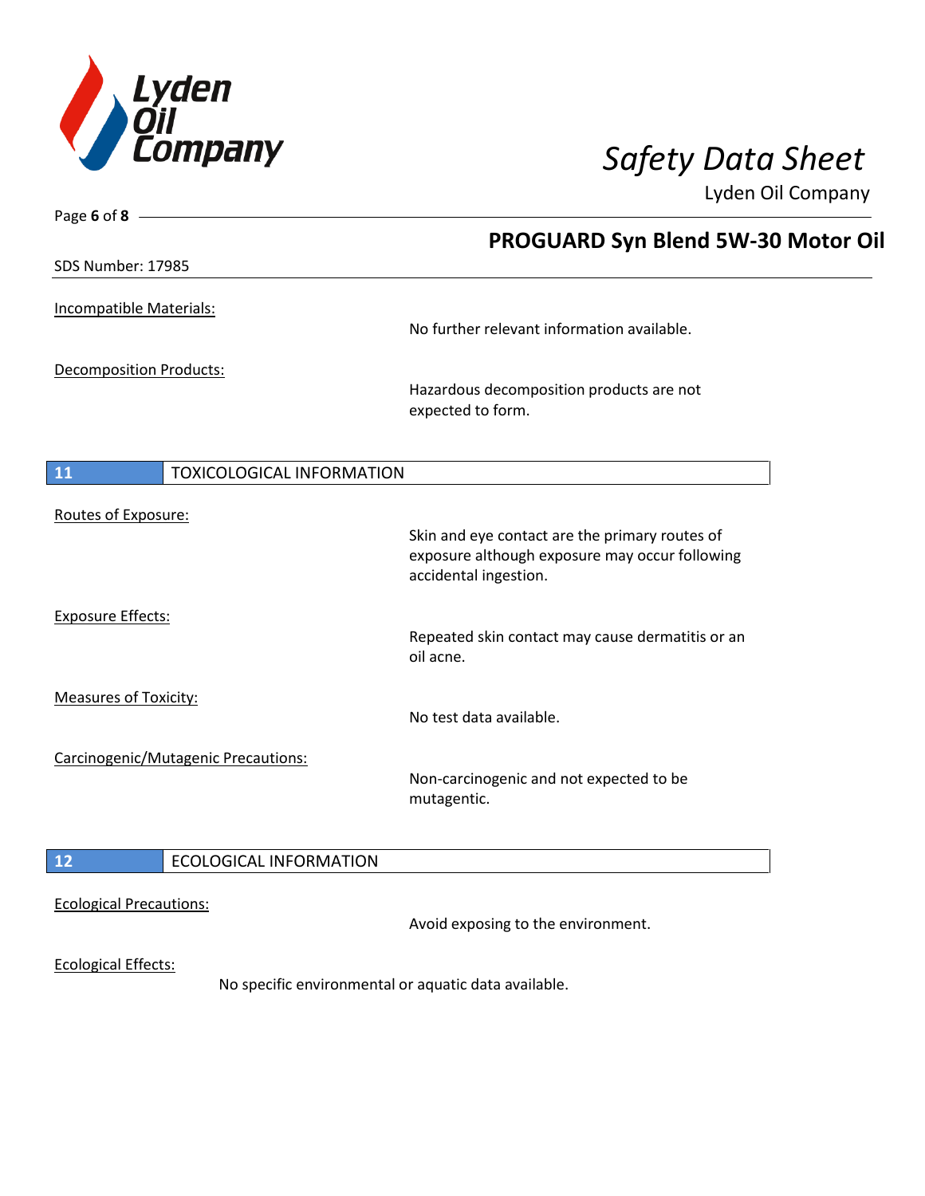Incompatible Materials:

No further relevant information available.

Decomposition Products:

Hazardous decomposition products are not expected to form.

## 11 TOXICOLOGICAL INFORMATION

Routes of Exposure:

Skin and eye contact are the primary routes of exposure although exposure may occur following accidental ingestion.

Exposure Effects:

Repeated skin contact may cause dermatitis or an oil acne.

Measures of Toxicity:

No test data available.

Carcinogenic/Mutagenic Precautions:

Non-carcinogenic and not expected to be mutagentic.

## 12 ECOLOGICAL INFORMATION

Ecological Precautions:

Avoid exposing to the environment.

Ecological Effects:

No specific environmental or aquatic data available.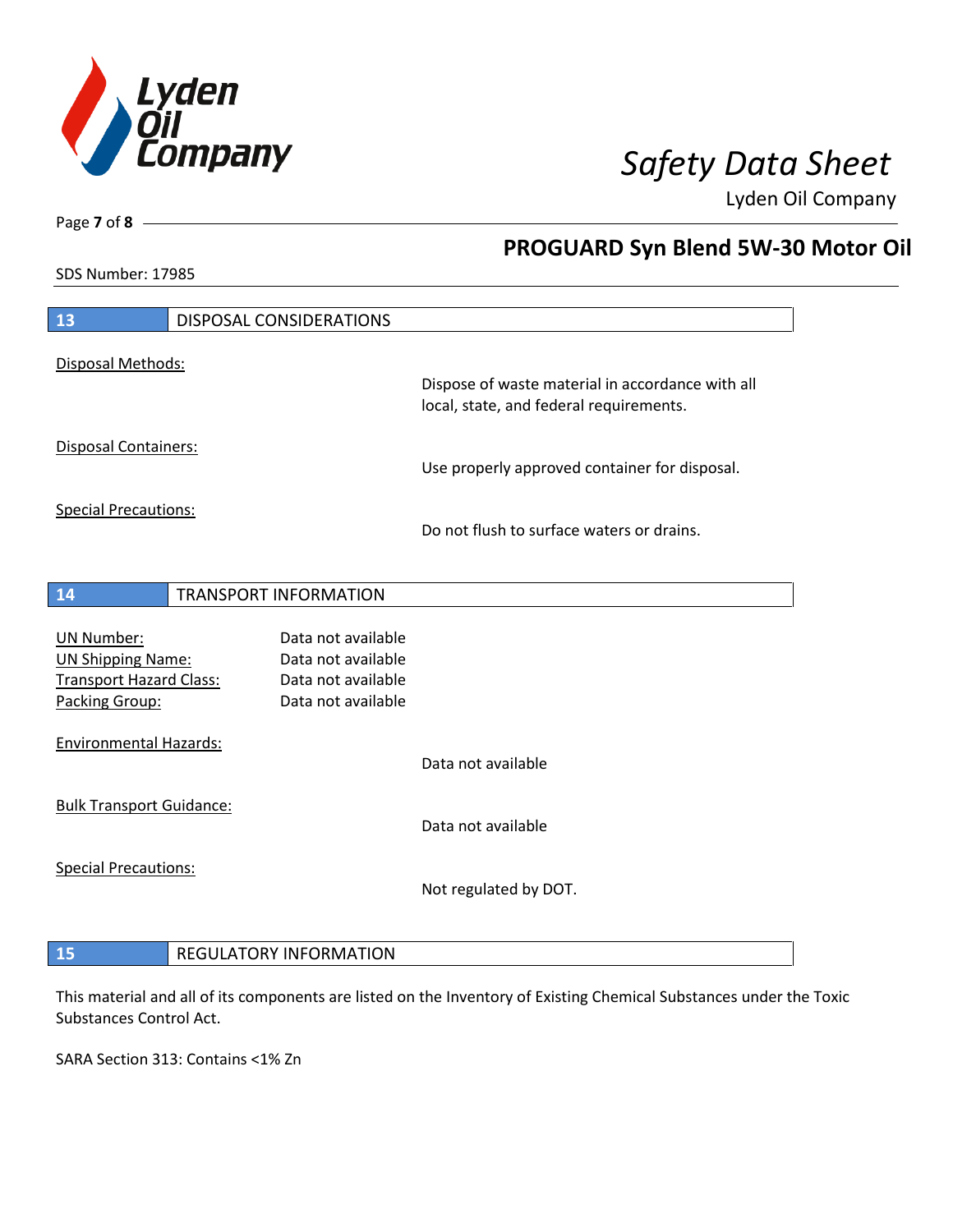## PROGUARD Syn Blend 5W-30 Motor Oil

SDS Number: 17985

## 13 DISPOSAL CONSIDERATIONS

Disposal Methods:

Dispose of waste material in accordance with all local, state, and federal requirements.

Disposal Containers:

Use properly approved container for disposal.

Special Precautions:

Do not flush to surface waters or drains.

## 14 TRANSPORT INFORMATION

| | |
|---|---|
| UN Number: | Data not available |
| UN Shipping Name: | Data not available |
| Transport Hazard Class: | Data not available |
| Packing Group: | Data not available |

Environmental Hazards:

Data not available

Bulk Transport Guidance:

Data not available

Special Precautions:

Not regulated by DOT.

## 15 REGULATORY INFORMATION

This material and all of its components are listed on the Inventory of Existing Chemical Substances under the Toxic Substances Control Act.

SARA Section 313: Contains <1% Zn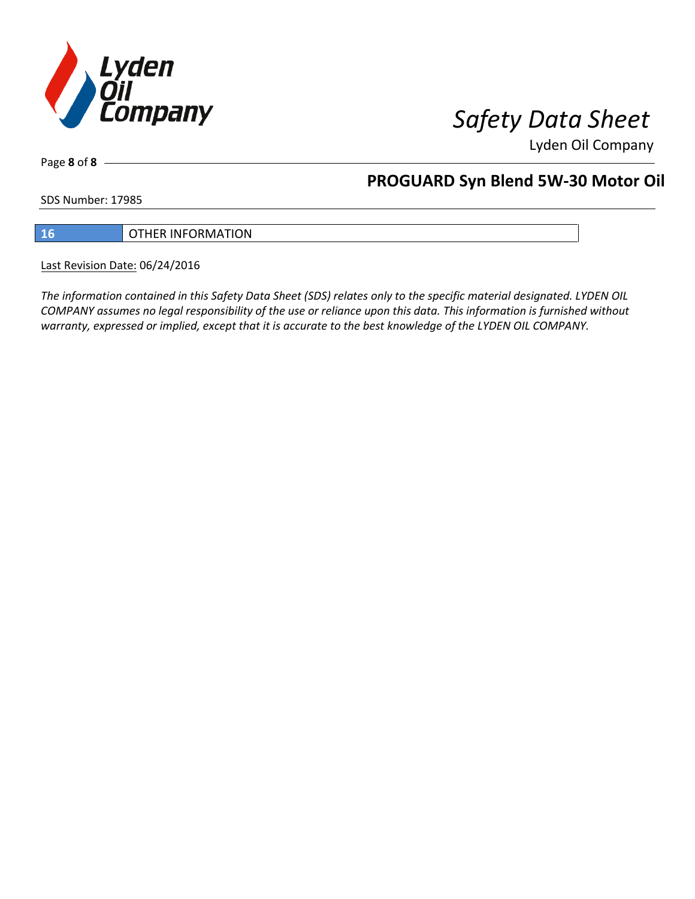## 16 OTHER INFORMATION

Last Revision Date: 06/24/2016

*The information contained in this Safety Data Sheet (SDS) relates only to the specific material designated. LYDEN OIL COMPANY assumes no legal responsibility of the use or reliance upon this data. This information is furnished without warranty, expressed or implied, except that it is accurate to the best knowledge of the LYDEN OIL COMPANY.*